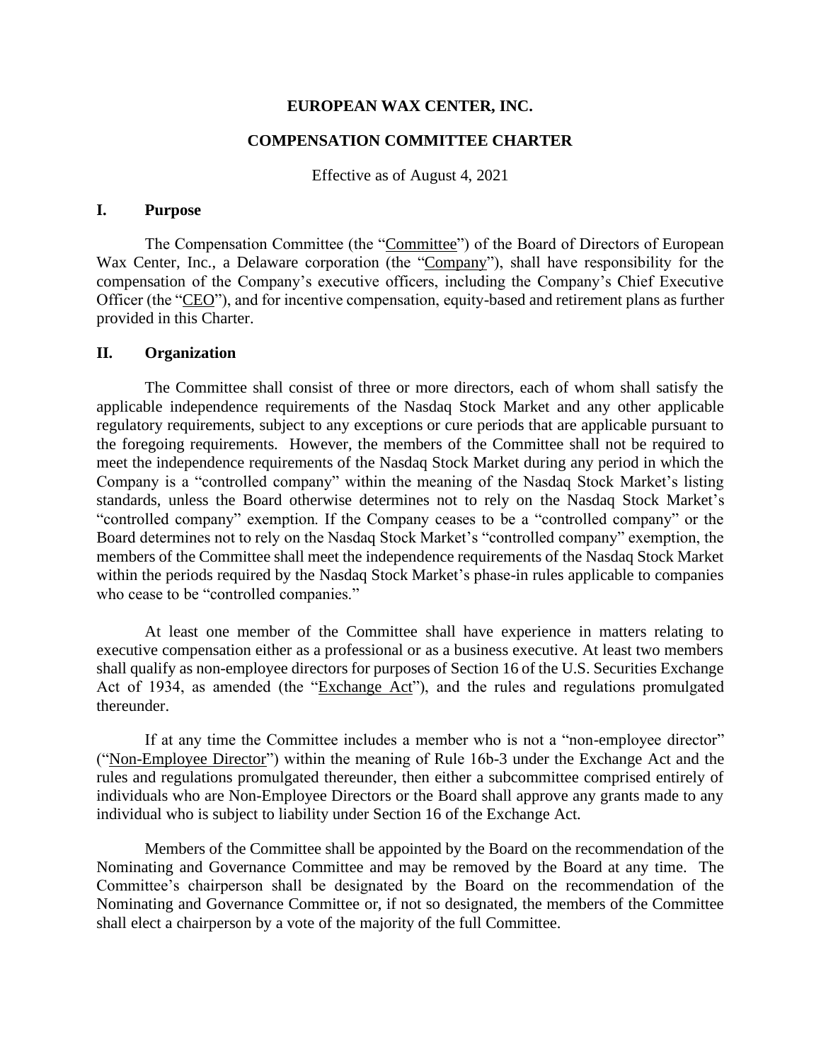**EUROPEAN WAX CENTER, INC.**

**COMPENSATION COMMITTEE CHARTER**

Effective as of August 4, 2021

## I. Purpose

The Compensation Committee (the "Committee") of the Board of Directors of European Wax Center, Inc., a Delaware corporation (the "Company"), shall have responsibility for the compensation of the Company's executive officers, including the Company's Chief Executive Officer (the "CEO"), and for incentive compensation, equity-based and retirement plans as further provided in this Charter.

## II. Organization

The Committee shall consist of three or more directors, each of whom shall satisfy the applicable independence requirements of the Nasdaq Stock Market and any other applicable regulatory requirements, subject to any exceptions or cure periods that are applicable pursuant to the foregoing requirements. However, the members of the Committee shall not be required to meet the independence requirements of the Nasdaq Stock Market during any period in which the Company is a "controlled company" within the meaning of the Nasdaq Stock Market's listing standards, unless the Board otherwise determines not to rely on the Nasdaq Stock Market's "controlled company" exemption. If the Company ceases to be a "controlled company" or the Board determines not to rely on the Nasdaq Stock Market's "controlled company" exemption, the members of the Committee shall meet the independence requirements of the Nasdaq Stock Market within the periods required by the Nasdaq Stock Market's phase-in rules applicable to companies who cease to be "controlled companies."

At least one member of the Committee shall have experience in matters relating to executive compensation either as a professional or as a business executive. At least two members shall qualify as non-employee directors for purposes of Section 16 of the U.S. Securities Exchange Act of 1934, as amended (the "Exchange Act"), and the rules and regulations promulgated thereunder.

If at any time the Committee includes a member who is not a "non-employee director" ("Non-Employee Director") within the meaning of Rule 16b-3 under the Exchange Act and the rules and regulations promulgated thereunder, then either a subcommittee comprised entirely of individuals who are Non-Employee Directors or the Board shall approve any grants made to any individual who is subject to liability under Section 16 of the Exchange Act.

Members of the Committee shall be appointed by the Board on the recommendation of the Nominating and Governance Committee and may be removed by the Board at any time. The Committee's chairperson shall be designated by the Board on the recommendation of the Nominating and Governance Committee or, if not so designated, the members of the Committee shall elect a chairperson by a vote of the majority of the full Committee.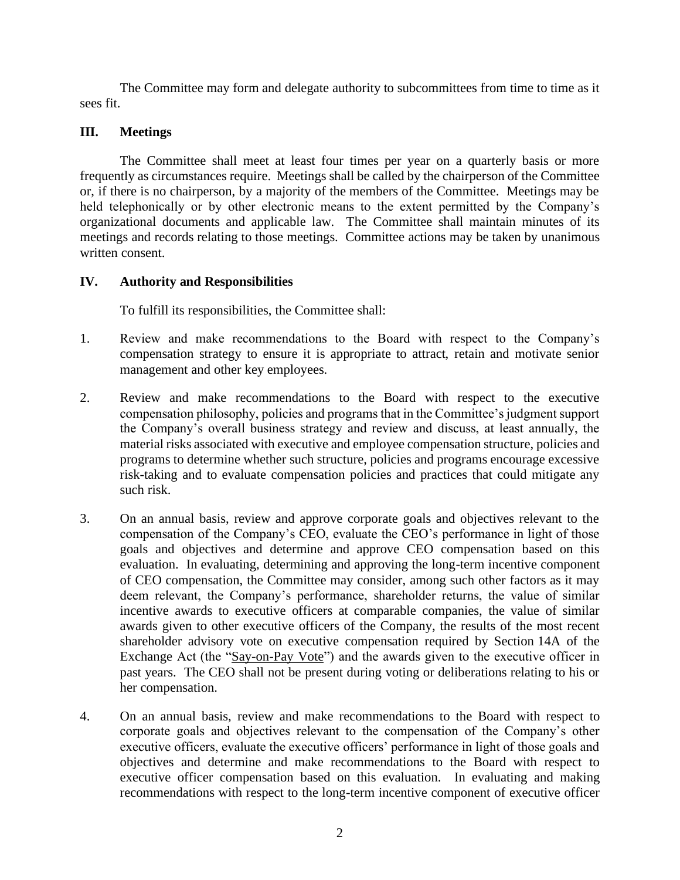The Committee may form and delegate authority to subcommittees from time to time as it sees fit.

## III. Meetings

The Committee shall meet at least four times per year on a quarterly basis or more frequently as circumstances require. Meetings shall be called by the chairperson of the Committee or, if there is no chairperson, by a majority of the members of the Committee. Meetings may be held telephonically or by other electronic means to the extent permitted by the Company's organizational documents and applicable law. The Committee shall maintain minutes of its meetings and records relating to those meetings. Committee actions may be taken by unanimous written consent.

## IV. Authority and Responsibilities

To fulfill its responsibilities, the Committee shall:

1. Review and make recommendations to the Board with respect to the Company's compensation strategy to ensure it is appropriate to attract, retain and motivate senior management and other key employees.

2. Review and make recommendations to the Board with respect to the executive compensation philosophy, policies and programs that in the Committee's judgment support the Company's overall business strategy and review and discuss, at least annually, the material risks associated with executive and employee compensation structure, policies and programs to determine whether such structure, policies and programs encourage excessive risk-taking and to evaluate compensation policies and practices that could mitigate any such risk.

3. On an annual basis, review and approve corporate goals and objectives relevant to the compensation of the Company's CEO, evaluate the CEO's performance in light of those goals and objectives and determine and approve CEO compensation based on this evaluation. In evaluating, determining and approving the long-term incentive component of CEO compensation, the Committee may consider, among such other factors as it may deem relevant, the Company's performance, shareholder returns, the value of similar incentive awards to executive officers at comparable companies, the value of similar awards given to other executive officers of the Company, the results of the most recent shareholder advisory vote on executive compensation required by Section 14A of the Exchange Act (the "Say-on-Pay Vote") and the awards given to the executive officer in past years. The CEO shall not be present during voting or deliberations relating to his or her compensation.

4. On an annual basis, review and make recommendations to the Board with respect to corporate goals and objectives relevant to the compensation of the Company's other executive officers, evaluate the executive officers' performance in light of those goals and objectives and determine and make recommendations to the Board with respect to executive officer compensation based on this evaluation. In evaluating and making recommendations with respect to the long-term incentive component of executive officer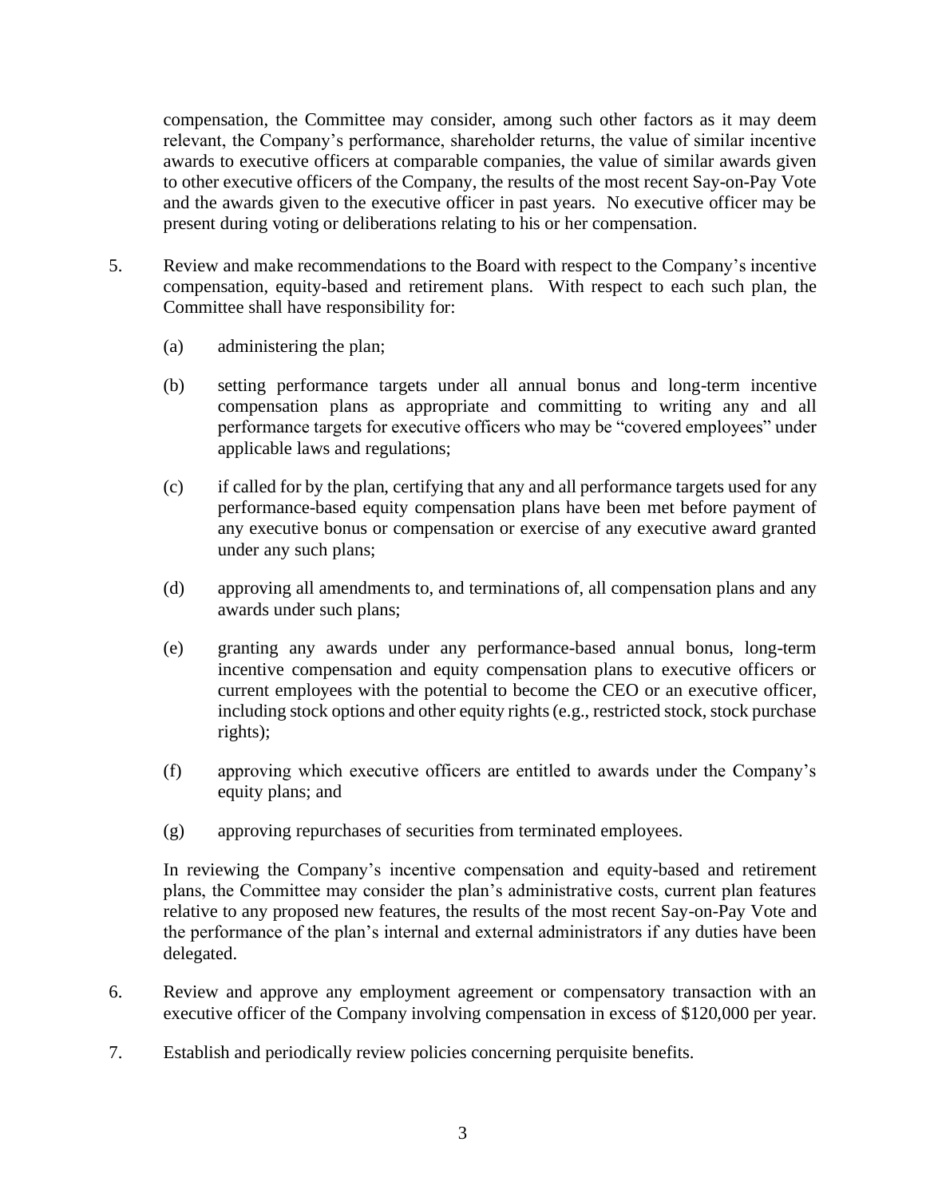compensation, the Committee may consider, among such other factors as it may deem relevant, the Company's performance, shareholder returns, the value of similar incentive awards to executive officers at comparable companies, the value of similar awards given to other executive officers of the Company, the results of the most recent Say-on-Pay Vote and the awards given to the executive officer in past years. No executive officer may be present during voting or deliberations relating to his or her compensation.

5. Review and make recommendations to the Board with respect to the Company's incentive compensation, equity-based and retirement plans. With respect to each such plan, the Committee shall have responsibility for:

   (a) administering the plan;

   (b) setting performance targets under all annual bonus and long-term incentive compensation plans as appropriate and committing to writing any and all performance targets for executive officers who may be "covered employees" under applicable laws and regulations;

   (c) if called for by the plan, certifying that any and all performance targets used for any performance-based equity compensation plans have been met before payment of any executive bonus or compensation or exercise of any executive award granted under any such plans;

   (d) approving all amendments to, and terminations of, all compensation plans and any awards under such plans;

   (e) granting any awards under any performance-based annual bonus, long-term incentive compensation and equity compensation plans to executive officers or current employees with the potential to become the CEO or an executive officer, including stock options and other equity rights (e.g., restricted stock, stock purchase rights);

   (f) approving which executive officers are entitled to awards under the Company's equity plans; and

   (g) approving repurchases of securities from terminated employees.

   In reviewing the Company's incentive compensation and equity-based and retirement plans, the Committee may consider the plan's administrative costs, current plan features relative to any proposed new features, the results of the most recent Say-on-Pay Vote and the performance of the plan's internal and external administrators if any duties have been delegated.

6. Review and approve any employment agreement or compensatory transaction with an executive officer of the Company involving compensation in excess of $120,000 per year.

7. Establish and periodically review policies concerning perquisite benefits.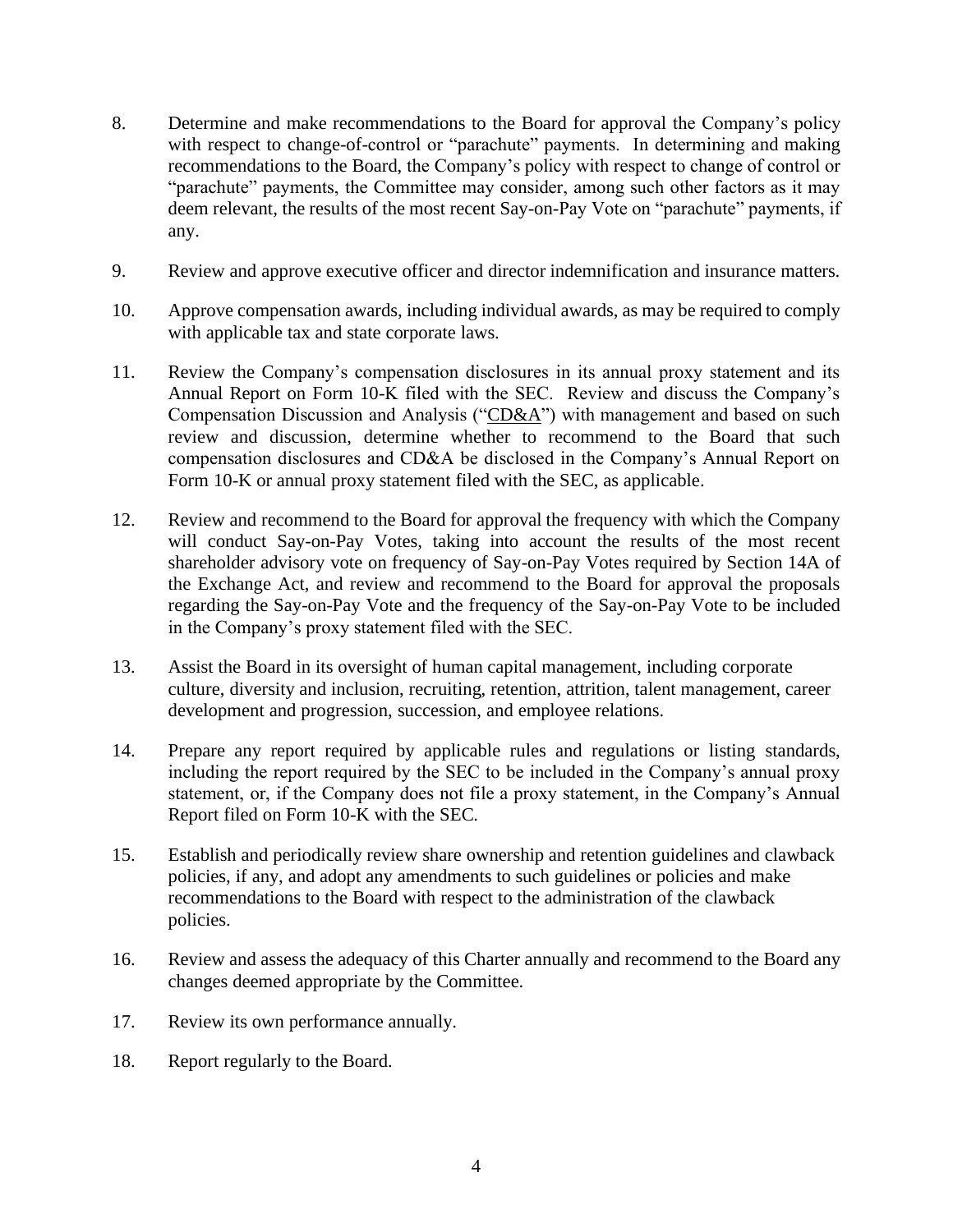8. Determine and make recommendations to the Board for approval the Company's policy with respect to change-of-control or "parachute" payments. In determining and making recommendations to the Board, the Company's policy with respect to change of control or "parachute" payments, the Committee may consider, among such other factors as it may deem relevant, the results of the most recent Say-on-Pay Vote on "parachute" payments, if any.

9. Review and approve executive officer and director indemnification and insurance matters.

10. Approve compensation awards, including individual awards, as may be required to comply with applicable tax and state corporate laws.

11. Review the Company's compensation disclosures in its annual proxy statement and its Annual Report on Form 10-K filed with the SEC. Review and discuss the Company's Compensation Discussion and Analysis ("CD&A") with management and based on such review and discussion, determine whether to recommend to the Board that such compensation disclosures and CD&A be disclosed in the Company's Annual Report on Form 10-K or annual proxy statement filed with the SEC, as applicable.

12. Review and recommend to the Board for approval the frequency with which the Company will conduct Say-on-Pay Votes, taking into account the results of the most recent shareholder advisory vote on frequency of Say-on-Pay Votes required by Section 14A of the Exchange Act, and review and recommend to the Board for approval the proposals regarding the Say-on-Pay Vote and the frequency of the Say-on-Pay Vote to be included in the Company's proxy statement filed with the SEC.

13. Assist the Board in its oversight of human capital management, including corporate culture, diversity and inclusion, recruiting, retention, attrition, talent management, career development and progression, succession, and employee relations.

14. Prepare any report required by applicable rules and regulations or listing standards, including the report required by the SEC to be included in the Company's annual proxy statement, or, if the Company does not file a proxy statement, in the Company's Annual Report filed on Form 10-K with the SEC.

15. Establish and periodically review share ownership and retention guidelines and clawback policies, if any, and adopt any amendments to such guidelines or policies and make recommendations to the Board with respect to the administration of the clawback policies.

16. Review and assess the adequacy of this Charter annually and recommend to the Board any changes deemed appropriate by the Committee.

17. Review its own performance annually.

18. Report regularly to the Board.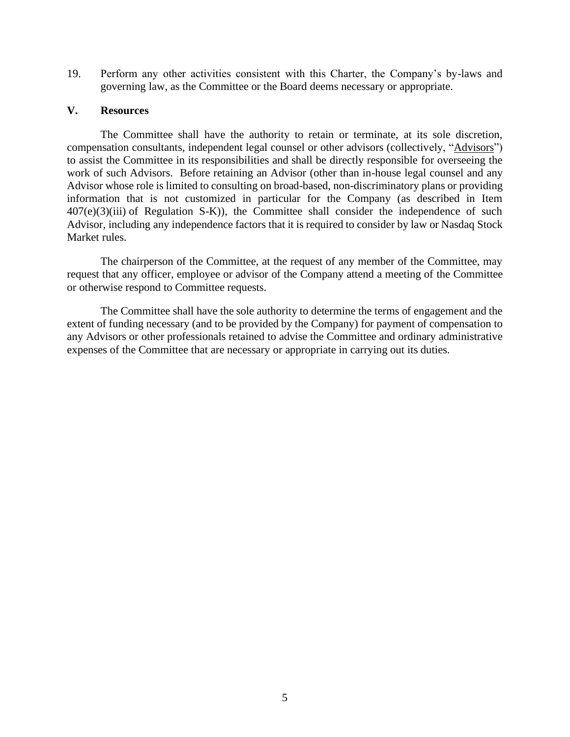19. Perform any other activities consistent with this Charter, the Company's by-laws and governing law, as the Committee or the Board deems necessary or appropriate.

## V. Resources

The Committee shall have the authority to retain or terminate, at its sole discretion, compensation consultants, independent legal counsel or other advisors (collectively, "Advisors") to assist the Committee in its responsibilities and shall be directly responsible for overseeing the work of such Advisors. Before retaining an Advisor (other than in-house legal counsel and any Advisor whose role is limited to consulting on broad-based, non-discriminatory plans or providing information that is not customized in particular for the Company (as described in Item 407(e)(3)(iii) of Regulation S-K)), the Committee shall consider the independence of such Advisor, including any independence factors that it is required to consider by law or Nasdaq Stock Market rules.

The chairperson of the Committee, at the request of any member of the Committee, may request that any officer, employee or advisor of the Company attend a meeting of the Committee or otherwise respond to Committee requests.

The Committee shall have the sole authority to determine the terms of engagement and the extent of funding necessary (and to be provided by the Company) for payment of compensation to any Advisors or other professionals retained to advise the Committee and ordinary administrative expenses of the Committee that are necessary or appropriate in carrying out its duties.